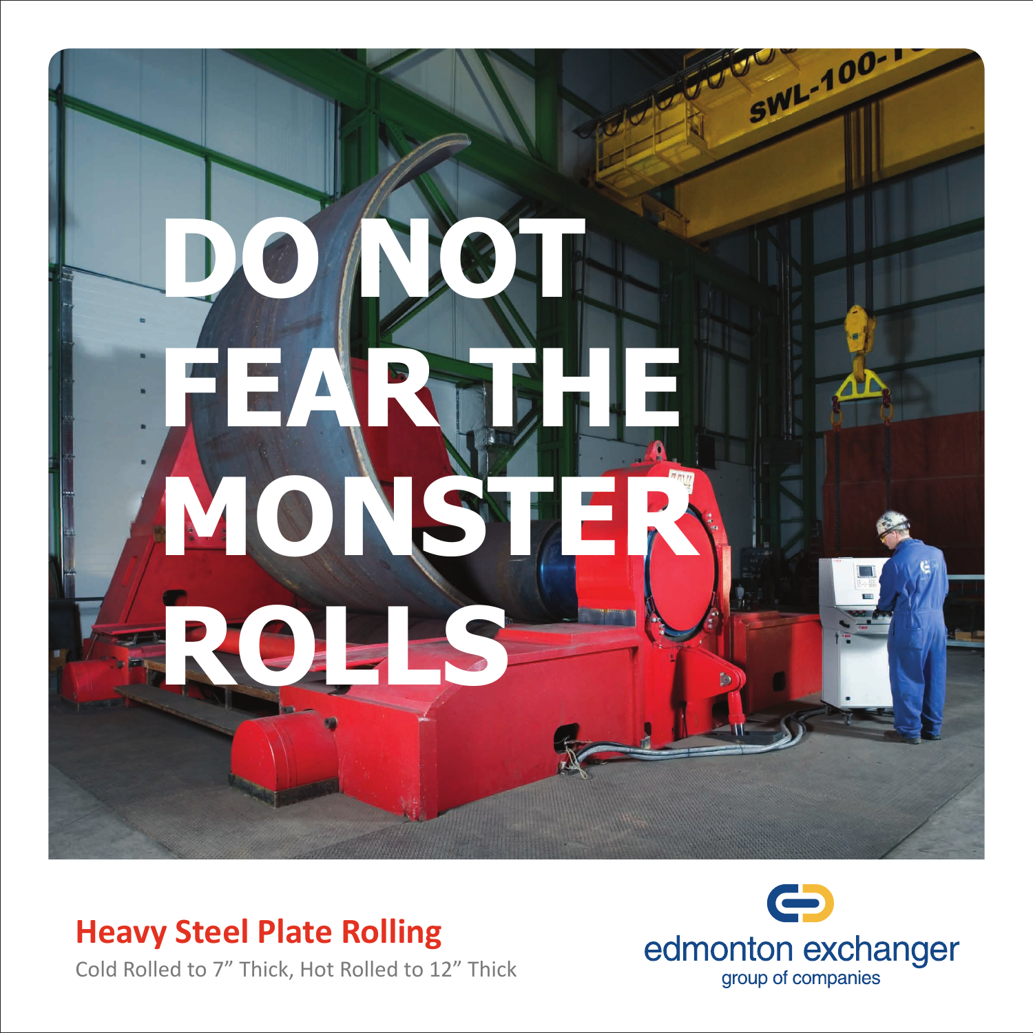# DO NOT FEAR THE MONSTER ROLLS

## Heavy Steel Plate Rolling

Cold Rolled to 7” Thick, Hot Rolled to 12” Thick

edmonton exchanger
group of companies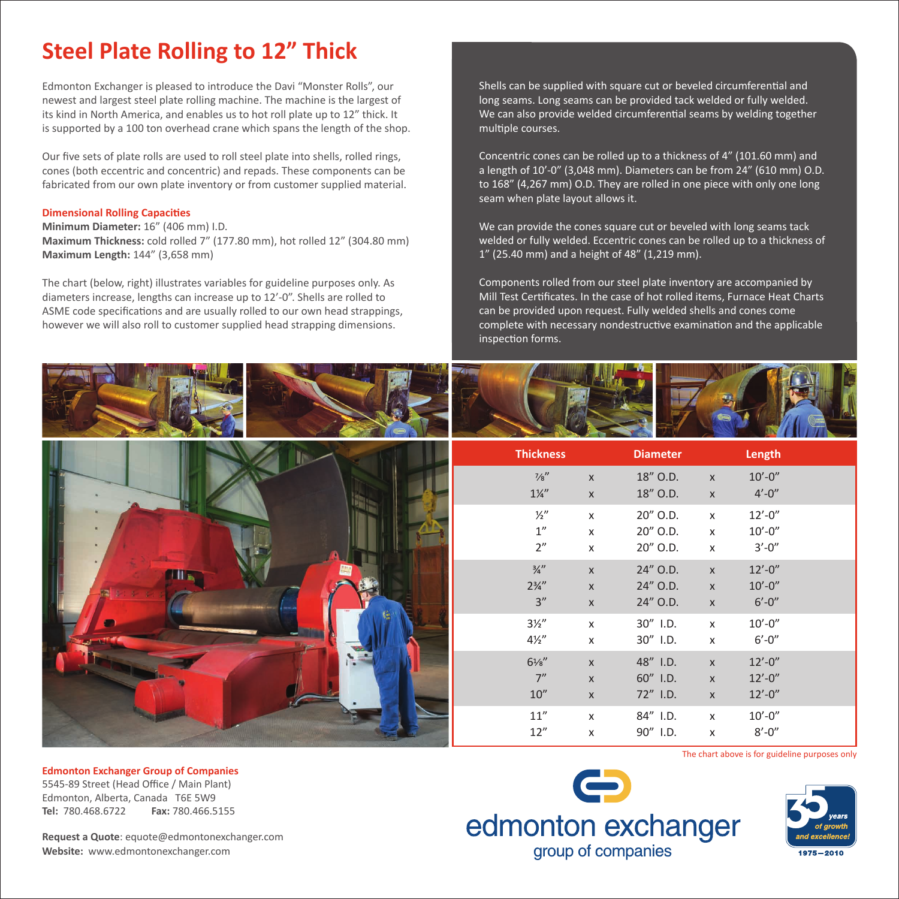# Steel Plate Rolling to 12" Thick

Edmonton Exchanger is pleased to introduce the Davi "Monster Rolls", our newest and largest steel plate rolling machine. The machine is the largest of its kind in North America, and enables us to hot roll plate up to 12" thick. It is supported by a 100 ton overhead crane which spans the length of the shop.

Our five sets of plate rolls are used to roll steel plate into shells, rolled rings, cones (both eccentric and concentric) and repads. These components can be fabricated from our own plate inventory or from customer supplied material.

### Dimensional Rolling Capacities

**Minimum Diameter:** 16" (406 mm) I.D.
**Maximum Thickness:** cold rolled 7" (177.80 mm), hot rolled 12" (304.80 mm)
**Maximum Length:** 144" (3,658 mm)

The chart (below, right) illustrates variables for guideline purposes only. As diameters increase, lengths can increase up to 12'-0". Shells are rolled to ASME code specifications and are usually rolled to our own head strappings, however we will also roll to customer supplied head strapping dimensions.

Shells can be supplied with square cut or beveled circumferential and long seams. Long seams can be provided tack welded or fully welded. We can also provide welded circumferential seams by welding together multiple courses.

Concentric cones can be rolled up to a thickness of 4" (101.60 mm) and a length of 10'-0" (3,048 mm). Diameters can be from 24" (610 mm) O.D. to 168" (4,267 mm) O.D. They are rolled in one piece with only one long seam when plate layout allows it.

We can provide the cones square cut or beveled with long seams tack welded or fully welded. Eccentric cones can be rolled up to a thickness of 1" (25.40 mm) and a height of 48" (1,219 mm).

Components rolled from our steel plate inventory are accompanied by Mill Test Certificates. In the case of hot rolled items, Furnace Heat Charts can be provided upon request. Fully welded shells and cones come complete with necessary nondestructive examination and the applicable inspection forms.

| Thickness | | Diameter | | Length |
|---|---|---|---|---|
| ⅞" | x | 18" O.D. | x | 10'-0" |
| 1¼" | x | 18" O.D. | x | 4'-0" |
| ½" | x | 20" O.D. | x | 12'-0" |
| 1" | x | 20" O.D. | x | 10'-0" |
| 2" | x | 20" O.D. | x | 3'-0" |
| ¾" | x | 24" O.D. | x | 12'-0" |
| 2¾" | x | 24" O.D. | x | 10'-0" |
| 3" | x | 24" O.D. | x | 6'-0" |
| 3½" | x | 30" I.D. | x | 10'-0" |
| 4½" | x | 30" I.D. | x | 6'-0" |
| 6⅛" | x | 48" I.D. | x | 12'-0" |
| 7" | x | 60" I.D. | x | 12'-0" |
| 10" | x | 72" I.D. | x | 12'-0" |
| 11" | x | 84" I.D. | x | 10'-0" |
| 12" | x | 90" I.D. | x | 8'-0" |

The chart above is for guideline purposes only

**Edmonton Exchanger Group of Companies**
5545-89 Street (Head Office / Main Plant)
Edmonton, Alberta, Canada T6E 5W9
**Tel:** 780.468.6722 **Fax:** 780.466.5155

**Request a Quote**: equote@edmontonexchanger.com
**Website:** www.edmontonexchanger.com

edmonton exchanger
group of companies

35 years of growth and excellence!
1975–2010